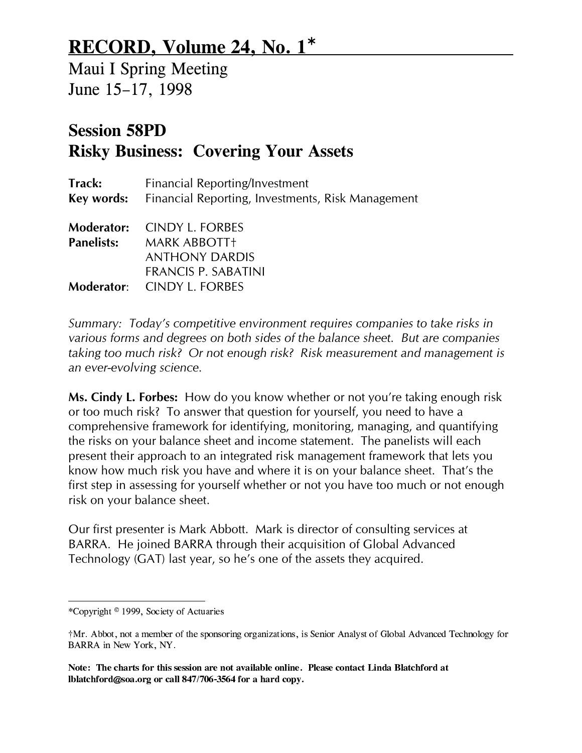# RECORD, Volume 24, No. 1*

Maui I Spring Meeting
June 15–17, 1998

## Session 58PD
## Risky Business: Covering Your Assets

**Track:** Financial Reporting/Investment
**Key words:** Financial Reporting, Investments, Risk Management

**Moderator:** CINDY L. FORBES
**Panelists:** MARK ABBOTT†
ANTHONY DARDIS
FRANCIS P. SABATINI
**Moderator**: CINDY L. FORBES

*Summary: Today's competitive environment requires companies to take risks in various forms and degrees on both sides of the balance sheet. But are companies taking too much risk? Or not enough risk? Risk measurement and management is an ever-evolving science.*

**Ms. Cindy L. Forbes:** How do you know whether or not you're taking enough risk or too much risk? To answer that question for yourself, you need to have a comprehensive framework for identifying, monitoring, managing, and quantifying the risks on your balance sheet and income statement. The panelists will each present their approach to an integrated risk management framework that lets you know how much risk you have and where it is on your balance sheet. That's the first step in assessing for yourself whether or not you have too much or not enough risk on your balance sheet.

Our first presenter is Mark Abbott. Mark is director of consulting services at BARRA. He joined BARRA through their acquisition of Global Advanced Technology (GAT) last year, so he's one of the assets they acquired.

---

*Copyright © 1999, Society of Actuaries

†Mr. Abbot, not a member of the sponsoring organizations, is Senior Analyst of Global Advanced Technology for BARRA in New York, NY.

**Note: The charts for this session are not available online. Please contact Linda Blatchford at lblatchford@soa.org or call 847/706-3564 for a hard copy.**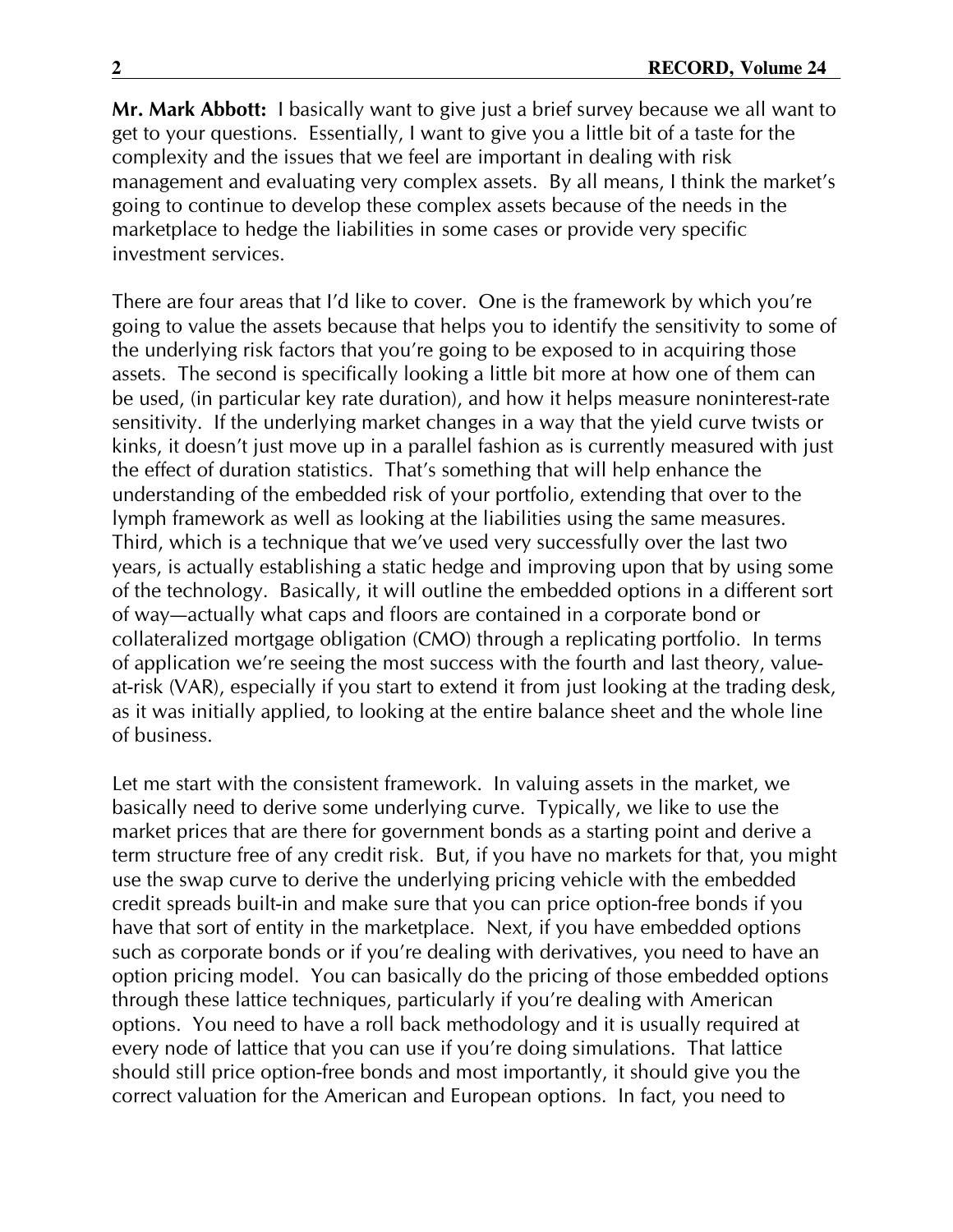**Mr. Mark Abbott:** I basically want to give just a brief survey because we all want to get to your questions. Essentially, I want to give you a little bit of a taste for the complexity and the issues that we feel are important in dealing with risk management and evaluating very complex assets. By all means, I think the market's going to continue to develop these complex assets because of the needs in the marketplace to hedge the liabilities in some cases or provide very specific investment services.

There are four areas that I'd like to cover. One is the framework by which you're going to value the assets because that helps you to identify the sensitivity to some of the underlying risk factors that you're going to be exposed to in acquiring those assets. The second is specifically looking a little bit more at how one of them can be used, (in particular key rate duration), and how it helps measure noninterest-rate sensitivity. If the underlying market changes in a way that the yield curve twists or kinks, it doesn't just move up in a parallel fashion as is currently measured with just the effect of duration statistics. That's something that will help enhance the understanding of the embedded risk of your portfolio, extending that over to the lymph framework as well as looking at the liabilities using the same measures. Third, which is a technique that we've used very successfully over the last two years, is actually establishing a static hedge and improving upon that by using some of the technology. Basically, it will outline the embedded options in a different sort of way—actually what caps and floors are contained in a corporate bond or collateralized mortgage obligation (CMO) through a replicating portfolio. In terms of application we're seeing the most success with the fourth and last theory, value-at-risk (VAR), especially if you start to extend it from just looking at the trading desk, as it was initially applied, to looking at the entire balance sheet and the whole line of business.

Let me start with the consistent framework. In valuing assets in the market, we basically need to derive some underlying curve. Typically, we like to use the market prices that are there for government bonds as a starting point and derive a term structure free of any credit risk. But, if you have no markets for that, you might use the swap curve to derive the underlying pricing vehicle with the embedded credit spreads built-in and make sure that you can price option-free bonds if you have that sort of entity in the marketplace. Next, if you have embedded options such as corporate bonds or if you're dealing with derivatives, you need to have an option pricing model. You can basically do the pricing of those embedded options through these lattice techniques, particularly if you're dealing with American options. You need to have a roll back methodology and it is usually required at every node of lattice that you can use if you're doing simulations. That lattice should still price option-free bonds and most importantly, it should give you the correct valuation for the American and European options. In fact, you need to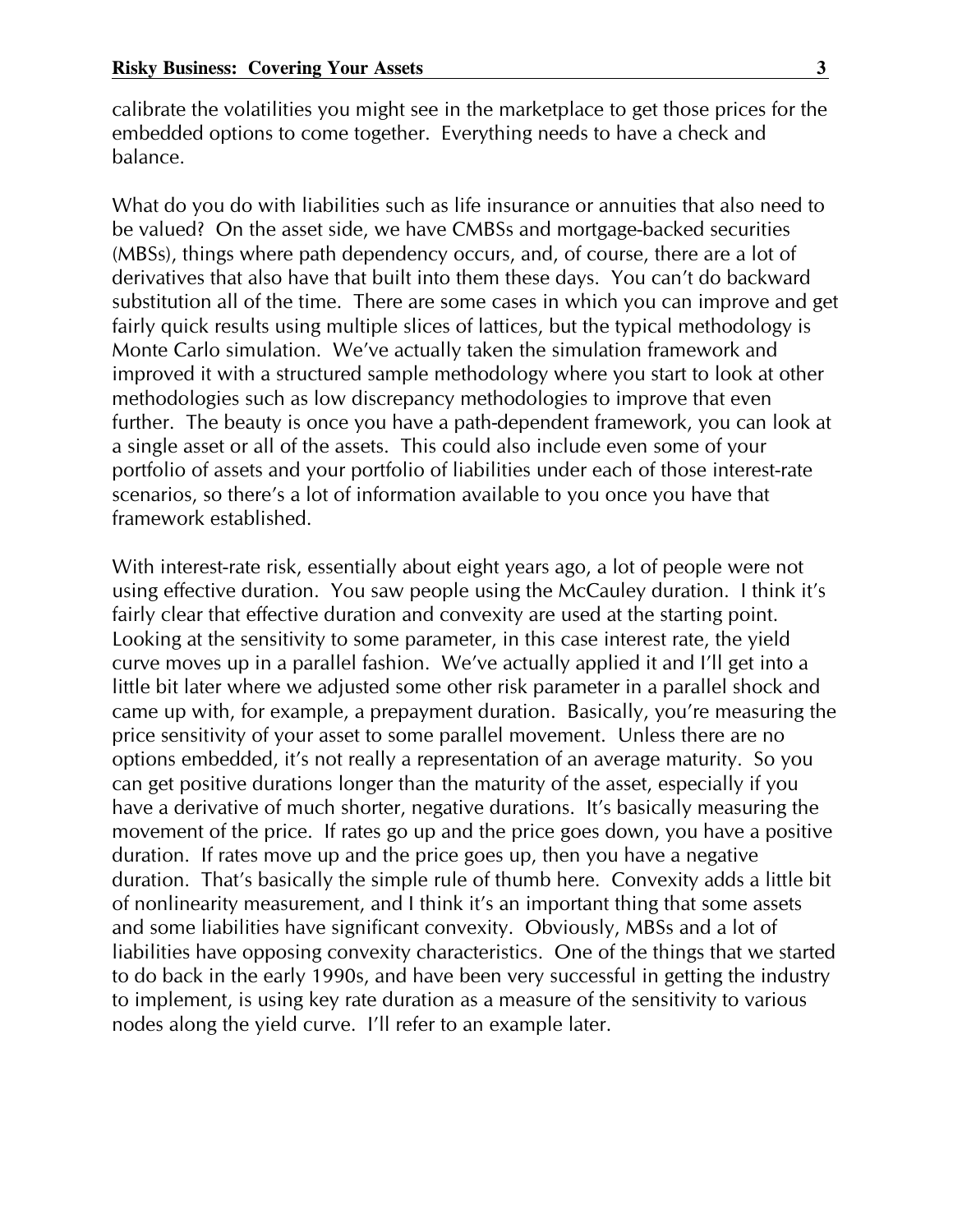calibrate the volatilities you might see in the marketplace to get those prices for the embedded options to come together. Everything needs to have a check and balance.

What do you do with liabilities such as life insurance or annuities that also need to be valued? On the asset side, we have CMBSs and mortgage-backed securities (MBSs), things where path dependency occurs, and, of course, there are a lot of derivatives that also have that built into them these days. You can't do backward substitution all of the time. There are some cases in which you can improve and get fairly quick results using multiple slices of lattices, but the typical methodology is Monte Carlo simulation. We've actually taken the simulation framework and improved it with a structured sample methodology where you start to look at other methodologies such as low discrepancy methodologies to improve that even further. The beauty is once you have a path-dependent framework, you can look at a single asset or all of the assets. This could also include even some of your portfolio of assets and your portfolio of liabilities under each of those interest-rate scenarios, so there's a lot of information available to you once you have that framework established.

With interest-rate risk, essentially about eight years ago, a lot of people were not using effective duration. You saw people using the McCauley duration. I think it's fairly clear that effective duration and convexity are used at the starting point. Looking at the sensitivity to some parameter, in this case interest rate, the yield curve moves up in a parallel fashion. We've actually applied it and I'll get into a little bit later where we adjusted some other risk parameter in a parallel shock and came up with, for example, a prepayment duration. Basically, you're measuring the price sensitivity of your asset to some parallel movement. Unless there are no options embedded, it's not really a representation of an average maturity. So you can get positive durations longer than the maturity of the asset, especially if you have a derivative of much shorter, negative durations. It's basically measuring the movement of the price. If rates go up and the price goes down, you have a positive duration. If rates move up and the price goes up, then you have a negative duration. That's basically the simple rule of thumb here. Convexity adds a little bit of nonlinearity measurement, and I think it's an important thing that some assets and some liabilities have significant convexity. Obviously, MBSs and a lot of liabilities have opposing convexity characteristics. One of the things that we started to do back in the early 1990s, and have been very successful in getting the industry to implement, is using key rate duration as a measure of the sensitivity to various nodes along the yield curve. I'll refer to an example later.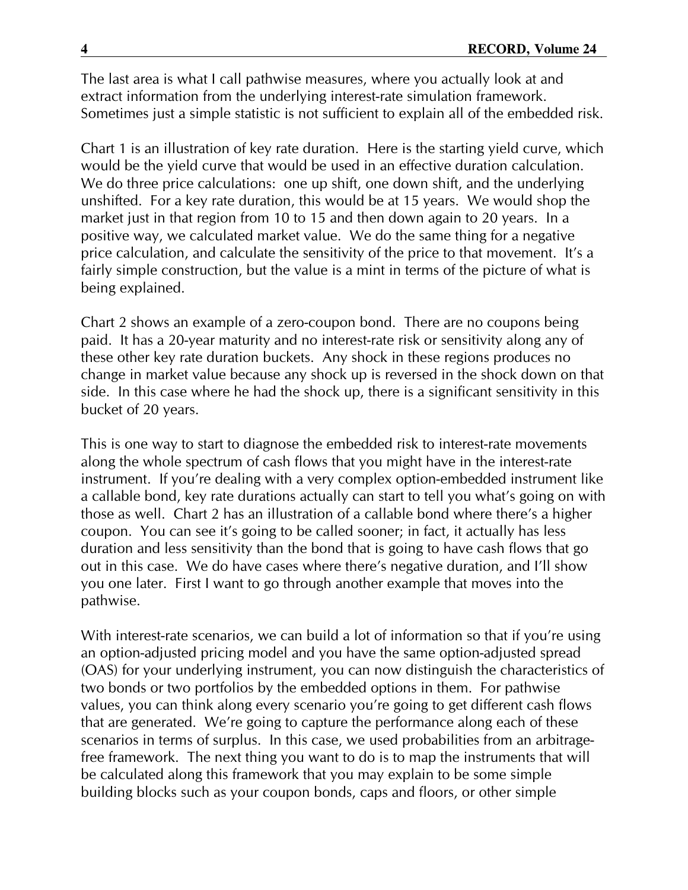The last area is what I call pathwise measures, where you actually look at and extract information from the underlying interest-rate simulation framework. Sometimes just a simple statistic is not sufficient to explain all of the embedded risk.

Chart 1 is an illustration of key rate duration. Here is the starting yield curve, which would be the yield curve that would be used in an effective duration calculation. We do three price calculations: one up shift, one down shift, and the underlying unshifted. For a key rate duration, this would be at 15 years. We would shop the market just in that region from 10 to 15 and then down again to 20 years. In a positive way, we calculated market value. We do the same thing for a negative price calculation, and calculate the sensitivity of the price to that movement. It's a fairly simple construction, but the value is a mint in terms of the picture of what is being explained.

Chart 2 shows an example of a zero-coupon bond. There are no coupons being paid. It has a 20-year maturity and no interest-rate risk or sensitivity along any of these other key rate duration buckets. Any shock in these regions produces no change in market value because any shock up is reversed in the shock down on that side. In this case where he had the shock up, there is a significant sensitivity in this bucket of 20 years.

This is one way to start to diagnose the embedded risk to interest-rate movements along the whole spectrum of cash flows that you might have in the interest-rate instrument. If you're dealing with a very complex option-embedded instrument like a callable bond, key rate durations actually can start to tell you what's going on with those as well. Chart 2 has an illustration of a callable bond where there's a higher coupon. You can see it's going to be called sooner; in fact, it actually has less duration and less sensitivity than the bond that is going to have cash flows that go out in this case. We do have cases where there's negative duration, and I'll show you one later. First I want to go through another example that moves into the pathwise.

With interest-rate scenarios, we can build a lot of information so that if you're using an option-adjusted pricing model and you have the same option-adjusted spread (OAS) for your underlying instrument, you can now distinguish the characteristics of two bonds or two portfolios by the embedded options in them. For pathwise values, you can think along every scenario you're going to get different cash flows that are generated. We're going to capture the performance along each of these scenarios in terms of surplus. In this case, we used probabilities from an arbitrage-free framework. The next thing you want to do is to map the instruments that will be calculated along this framework that you may explain to be some simple building blocks such as your coupon bonds, caps and floors, or other simple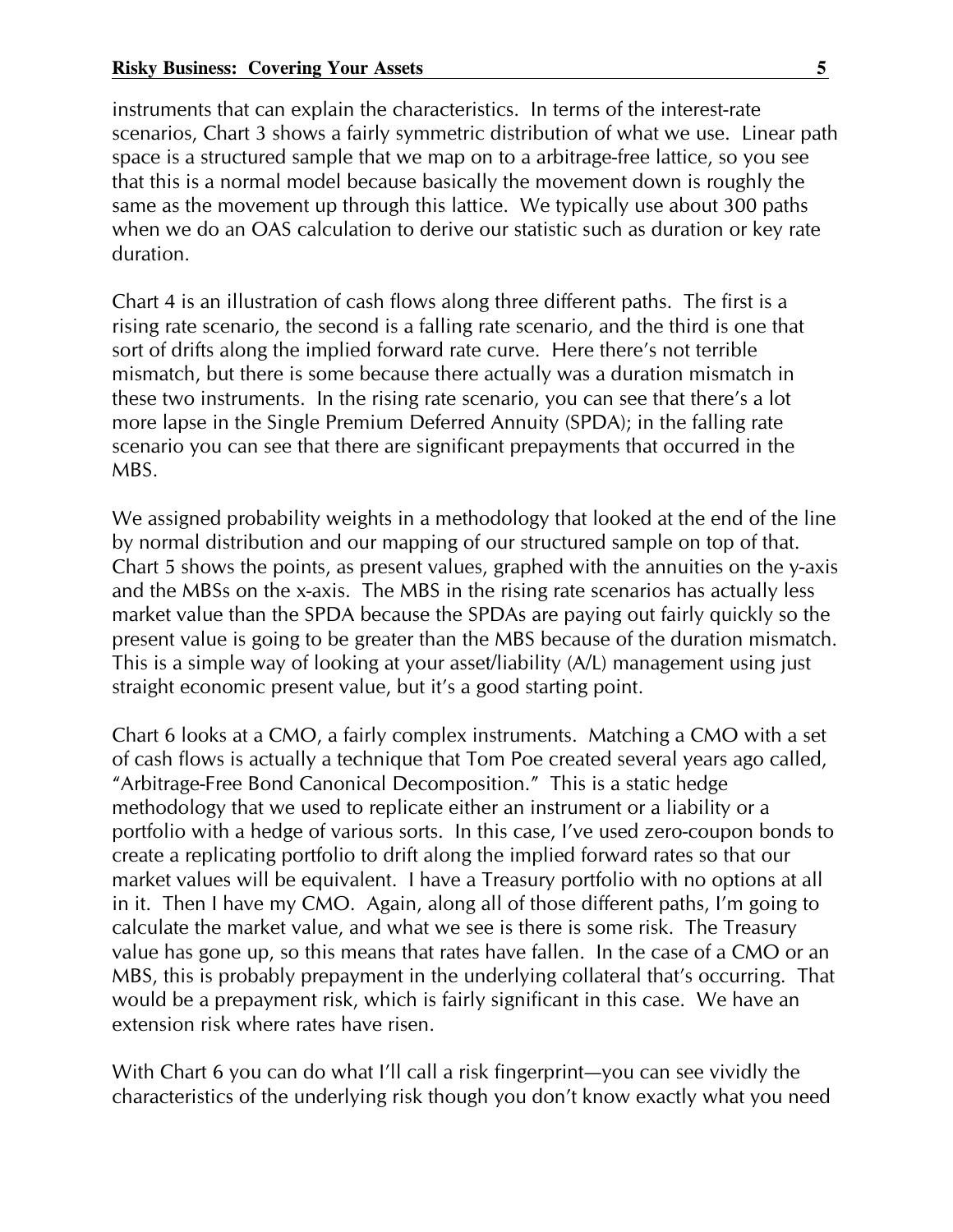instruments that can explain the characteristics. In terms of the interest-rate scenarios, Chart 3 shows a fairly symmetric distribution of what we use. Linear path space is a structured sample that we map on to a arbitrage-free lattice, so you see that this is a normal model because basically the movement down is roughly the same as the movement up through this lattice. We typically use about 300 paths when we do an OAS calculation to derive our statistic such as duration or key rate duration.

Chart 4 is an illustration of cash flows along three different paths. The first is a rising rate scenario, the second is a falling rate scenario, and the third is one that sort of drifts along the implied forward rate curve. Here there's not terrible mismatch, but there is some because there actually was a duration mismatch in these two instruments. In the rising rate scenario, you can see that there's a lot more lapse in the Single Premium Deferred Annuity (SPDA); in the falling rate scenario you can see that there are significant prepayments that occurred in the MBS.

We assigned probability weights in a methodology that looked at the end of the line by normal distribution and our mapping of our structured sample on top of that. Chart 5 shows the points, as present values, graphed with the annuities on the y-axis and the MBSs on the x-axis. The MBS in the rising rate scenarios has actually less market value than the SPDA because the SPDAs are paying out fairly quickly so the present value is going to be greater than the MBS because of the duration mismatch. This is a simple way of looking at your asset/liability (A/L) management using just straight economic present value, but it's a good starting point.

Chart 6 looks at a CMO, a fairly complex instruments. Matching a CMO with a set of cash flows is actually a technique that Tom Poe created several years ago called, "Arbitrage-Free Bond Canonical Decomposition." This is a static hedge methodology that we used to replicate either an instrument or a liability or a portfolio with a hedge of various sorts. In this case, I've used zero-coupon bonds to create a replicating portfolio to drift along the implied forward rates so that our market values will be equivalent. I have a Treasury portfolio with no options at all in it. Then I have my CMO. Again, along all of those different paths, I'm going to calculate the market value, and what we see is there is some risk. The Treasury value has gone up, so this means that rates have fallen. In the case of a CMO or an MBS, this is probably prepayment in the underlying collateral that's occurring. That would be a prepayment risk, which is fairly significant in this case. We have an extension risk where rates have risen.

With Chart 6 you can do what I'll call a risk fingerprint—you can see vividly the characteristics of the underlying risk though you don't know exactly what you need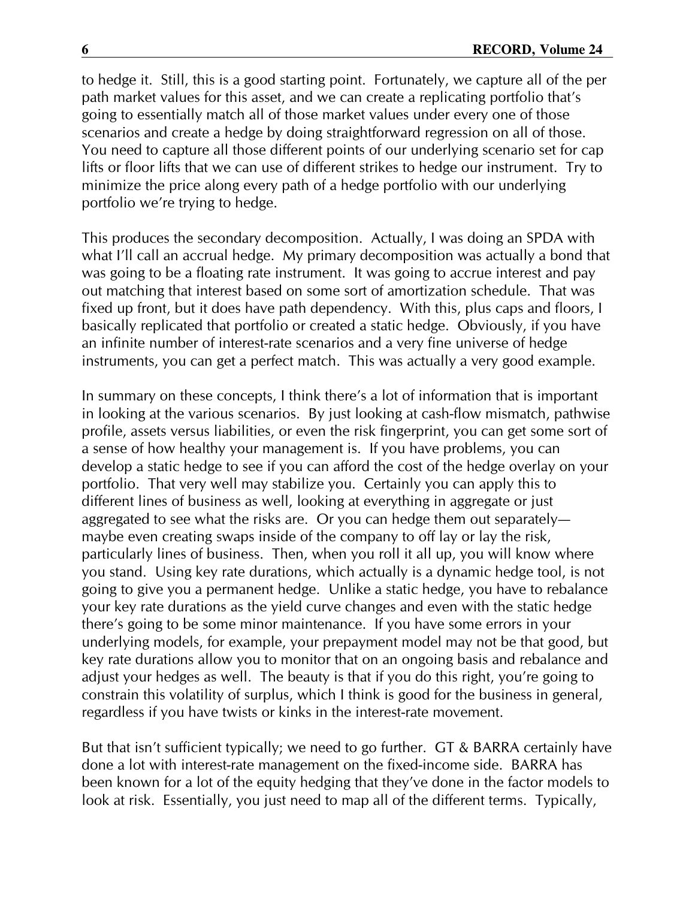to hedge it. Still, this is a good starting point. Fortunately, we capture all of the per path market values for this asset, and we can create a replicating portfolio that's going to essentially match all of those market values under every one of those scenarios and create a hedge by doing straightforward regression on all of those. You need to capture all those different points of our underlying scenario set for cap lifts or floor lifts that we can use of different strikes to hedge our instrument. Try to minimize the price along every path of a hedge portfolio with our underlying portfolio we're trying to hedge.

This produces the secondary decomposition. Actually, I was doing an SPDA with what I'll call an accrual hedge. My primary decomposition was actually a bond that was going to be a floating rate instrument. It was going to accrue interest and pay out matching that interest based on some sort of amortization schedule. That was fixed up front, but it does have path dependency. With this, plus caps and floors, I basically replicated that portfolio or created a static hedge. Obviously, if you have an infinite number of interest-rate scenarios and a very fine universe of hedge instruments, you can get a perfect match. This was actually a very good example.

In summary on these concepts, I think there's a lot of information that is important in looking at the various scenarios. By just looking at cash-flow mismatch, pathwise profile, assets versus liabilities, or even the risk fingerprint, you can get some sort of a sense of how healthy your management is. If you have problems, you can develop a static hedge to see if you can afford the cost of the hedge overlay on your portfolio. That very well may stabilize you. Certainly you can apply this to different lines of business as well, looking at everything in aggregate or just aggregated to see what the risks are. Or you can hedge them out separately—maybe even creating swaps inside of the company to off lay or lay the risk, particularly lines of business. Then, when you roll it all up, you will know where you stand. Using key rate durations, which actually is a dynamic hedge tool, is not going to give you a permanent hedge. Unlike a static hedge, you have to rebalance your key rate durations as the yield curve changes and even with the static hedge there's going to be some minor maintenance. If you have some errors in your underlying models, for example, your prepayment model may not be that good, but key rate durations allow you to monitor that on an ongoing basis and rebalance and adjust your hedges as well. The beauty is that if you do this right, you're going to constrain this volatility of surplus, which I think is good for the business in general, regardless if you have twists or kinks in the interest-rate movement.

But that isn't sufficient typically; we need to go further. GT & BARRA certainly have done a lot with interest-rate management on the fixed-income side. BARRA has been known for a lot of the equity hedging that they've done in the factor models to look at risk. Essentially, you just need to map all of the different terms. Typically,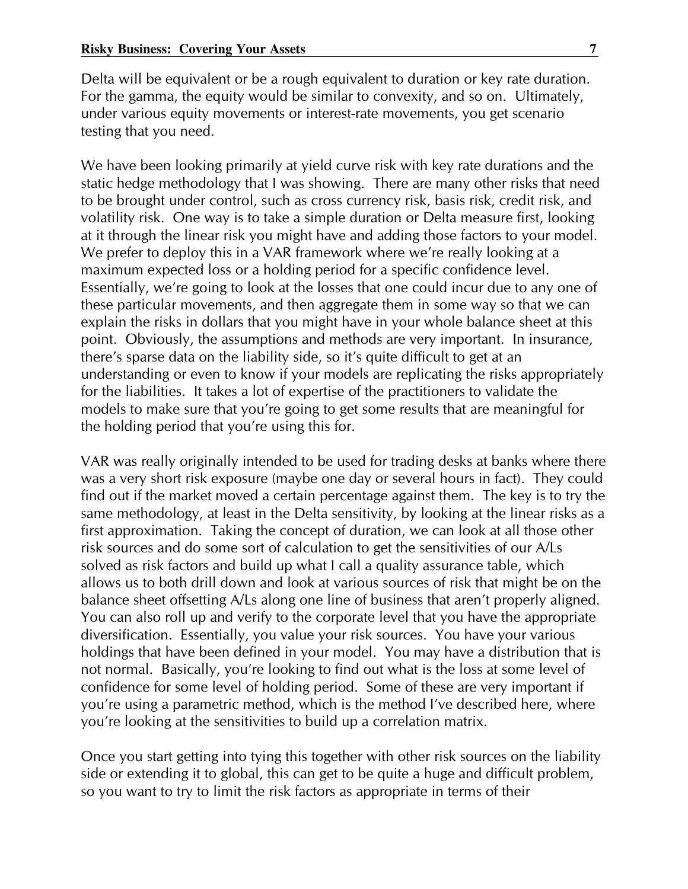Delta will be equivalent or be a rough equivalent to duration or key rate duration. For the gamma, the equity would be similar to convexity, and so on. Ultimately, under various equity movements or interest-rate movements, you get scenario testing that you need.

We have been looking primarily at yield curve risk with key rate durations and the static hedge methodology that I was showing. There are many other risks that need to be brought under control, such as cross currency risk, basis risk, credit risk, and volatility risk. One way is to take a simple duration or Delta measure first, looking at it through the linear risk you might have and adding those factors to your model. We prefer to deploy this in a VAR framework where we're really looking at a maximum expected loss or a holding period for a specific confidence level. Essentially, we're going to look at the losses that one could incur due to any one of these particular movements, and then aggregate them in some way so that we can explain the risks in dollars that you might have in your whole balance sheet at this point. Obviously, the assumptions and methods are very important. In insurance, there's sparse data on the liability side, so it's quite difficult to get at an understanding or even to know if your models are replicating the risks appropriately for the liabilities. It takes a lot of expertise of the practitioners to validate the models to make sure that you're going to get some results that are meaningful for the holding period that you're using this for.

VAR was really originally intended to be used for trading desks at banks where there was a very short risk exposure (maybe one day or several hours in fact). They could find out if the market moved a certain percentage against them. The key is to try the same methodology, at least in the Delta sensitivity, by looking at the linear risks as a first approximation. Taking the concept of duration, we can look at all those other risk sources and do some sort of calculation to get the sensitivities of our A/Ls solved as risk factors and build up what I call a quality assurance table, which allows us to both drill down and look at various sources of risk that might be on the balance sheet offsetting A/Ls along one line of business that aren't properly aligned. You can also roll up and verify to the corporate level that you have the appropriate diversification. Essentially, you value your risk sources. You have your various holdings that have been defined in your model. You may have a distribution that is not normal. Basically, you're looking to find out what is the loss at some level of confidence for some level of holding period. Some of these are very important if you're using a parametric method, which is the method I've described here, where you're looking at the sensitivities to build up a correlation matrix.

Once you start getting into tying this together with other risk sources on the liability side or extending it to global, this can get to be quite a huge and difficult problem, so you want to try to limit the risk factors as appropriate in terms of their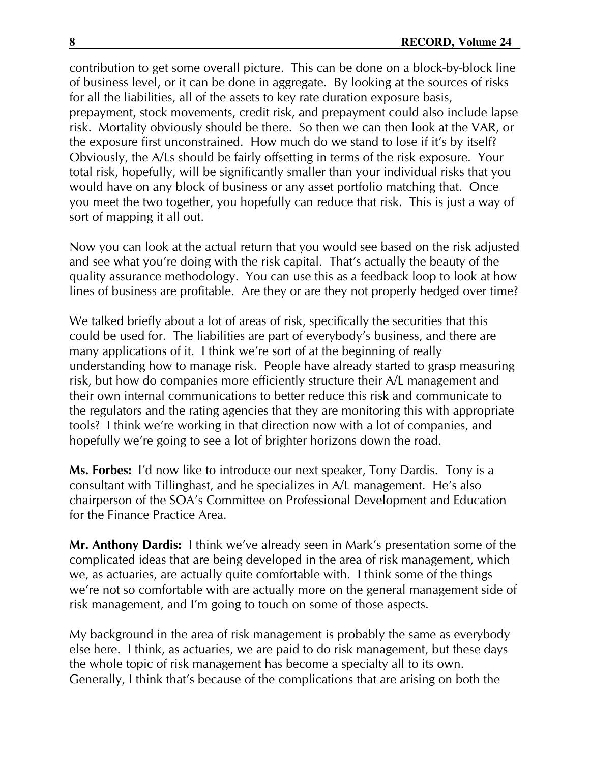contribution to get some overall picture. This can be done on a block-by-block line of business level, or it can be done in aggregate. By looking at the sources of risks for all the liabilities, all of the assets to key rate duration exposure basis, prepayment, stock movements, credit risk, and prepayment could also include lapse risk. Mortality obviously should be there. So then we can then look at the VAR, or the exposure first unconstrained. How much do we stand to lose if it's by itself? Obviously, the A/Ls should be fairly offsetting in terms of the risk exposure. Your total risk, hopefully, will be significantly smaller than your individual risks that you would have on any block of business or any asset portfolio matching that. Once you meet the two together, you hopefully can reduce that risk. This is just a way of sort of mapping it all out.

Now you can look at the actual return that you would see based on the risk adjusted and see what you're doing with the risk capital. That's actually the beauty of the quality assurance methodology. You can use this as a feedback loop to look at how lines of business are profitable. Are they or are they not properly hedged over time?

We talked briefly about a lot of areas of risk, specifically the securities that this could be used for. The liabilities are part of everybody's business, and there are many applications of it. I think we're sort of at the beginning of really understanding how to manage risk. People have already started to grasp measuring risk, but how do companies more efficiently structure their A/L management and their own internal communications to better reduce this risk and communicate to the regulators and the rating agencies that they are monitoring this with appropriate tools? I think we're working in that direction now with a lot of companies, and hopefully we're going to see a lot of brighter horizons down the road.

**Ms. Forbes:** I'd now like to introduce our next speaker, Tony Dardis. Tony is a consultant with Tillinghast, and he specializes in A/L management. He's also chairperson of the SOA's Committee on Professional Development and Education for the Finance Practice Area.

**Mr. Anthony Dardis:** I think we've already seen in Mark's presentation some of the complicated ideas that are being developed in the area of risk management, which we, as actuaries, are actually quite comfortable with. I think some of the things we're not so comfortable with are actually more on the general management side of risk management, and I'm going to touch on some of those aspects.

My background in the area of risk management is probably the same as everybody else here. I think, as actuaries, we are paid to do risk management, but these days the whole topic of risk management has become a specialty all to its own. Generally, I think that's because of the complications that are arising on both the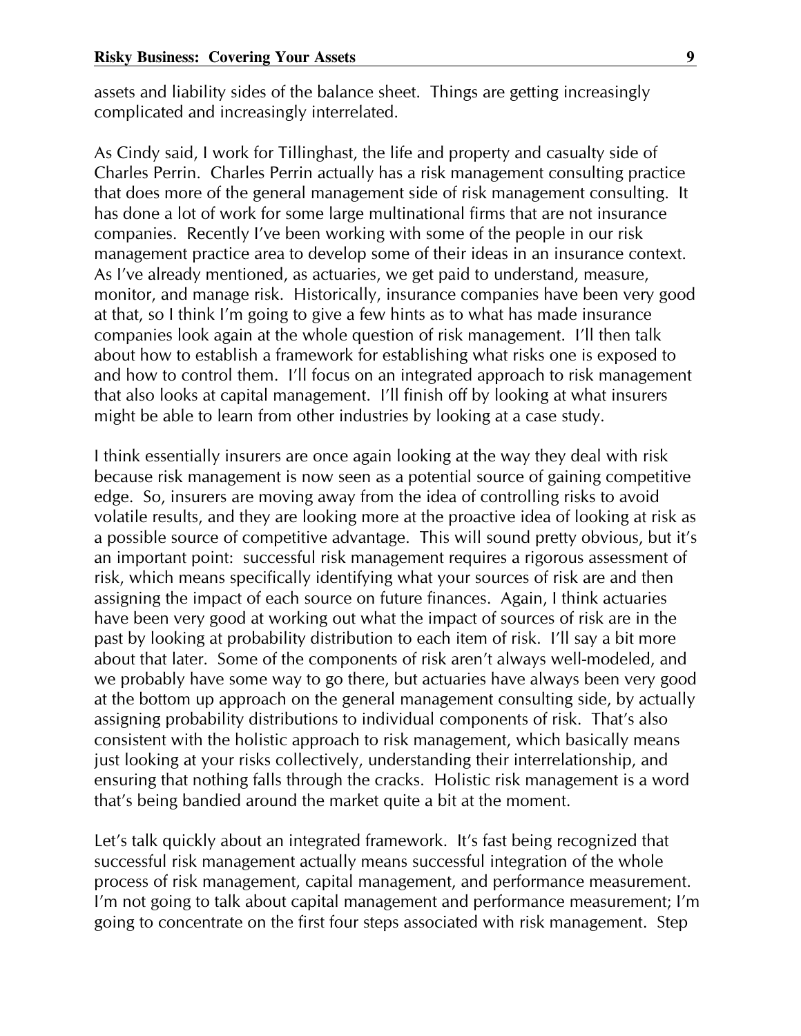assets and liability sides of the balance sheet. Things are getting increasingly complicated and increasingly interrelated.

As Cindy said, I work for Tillinghast, the life and property and casualty side of Charles Perrin. Charles Perrin actually has a risk management consulting practice that does more of the general management side of risk management consulting. It has done a lot of work for some large multinational firms that are not insurance companies. Recently I've been working with some of the people in our risk management practice area to develop some of their ideas in an insurance context. As I've already mentioned, as actuaries, we get paid to understand, measure, monitor, and manage risk. Historically, insurance companies have been very good at that, so I think I'm going to give a few hints as to what has made insurance companies look again at the whole question of risk management. I'll then talk about how to establish a framework for establishing what risks one is exposed to and how to control them. I'll focus on an integrated approach to risk management that also looks at capital management. I'll finish off by looking at what insurers might be able to learn from other industries by looking at a case study.

I think essentially insurers are once again looking at the way they deal with risk because risk management is now seen as a potential source of gaining competitive edge. So, insurers are moving away from the idea of controlling risks to avoid volatile results, and they are looking more at the proactive idea of looking at risk as a possible source of competitive advantage. This will sound pretty obvious, but it's an important point: successful risk management requires a rigorous assessment of risk, which means specifically identifying what your sources of risk are and then assigning the impact of each source on future finances. Again, I think actuaries have been very good at working out what the impact of sources of risk are in the past by looking at probability distribution to each item of risk. I'll say a bit more about that later. Some of the components of risk aren't always well-modeled, and we probably have some way to go there, but actuaries have always been very good at the bottom up approach on the general management consulting side, by actually assigning probability distributions to individual components of risk. That's also consistent with the holistic approach to risk management, which basically means just looking at your risks collectively, understanding their interrelationship, and ensuring that nothing falls through the cracks. Holistic risk management is a word that's being bandied around the market quite a bit at the moment.

Let's talk quickly about an integrated framework. It's fast being recognized that successful risk management actually means successful integration of the whole process of risk management, capital management, and performance measurement. I'm not going to talk about capital management and performance measurement; I'm going to concentrate on the first four steps associated with risk management. Step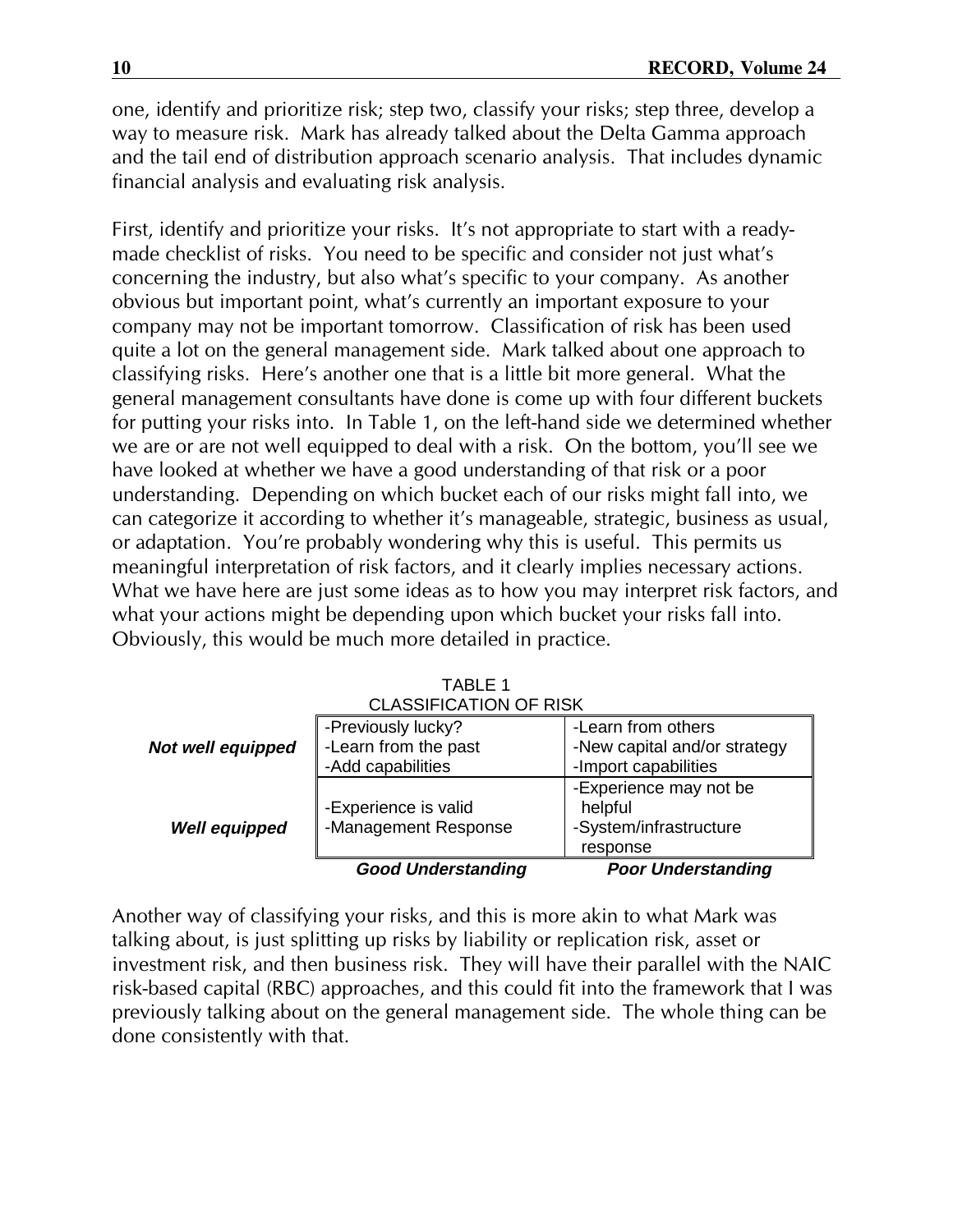one, identify and prioritize risk; step two, classify your risks; step three, develop a way to measure risk. Mark has already talked about the Delta Gamma approach and the tail end of distribution approach scenario analysis. That includes dynamic financial analysis and evaluating risk analysis.

First, identify and prioritize your risks. It's not appropriate to start with a ready-made checklist of risks. You need to be specific and consider not just what's concerning the industry, but also what's specific to your company. As another obvious but important point, what's currently an important exposure to your company may not be important tomorrow. Classification of risk has been used quite a lot on the general management side. Mark talked about one approach to classifying risks. Here's another one that is a little bit more general. What the general management consultants have done is come up with four different buckets for putting your risks into. In Table 1, on the left-hand side we determined whether we are or are not well equipped to deal with a risk. On the bottom, you'll see we have looked at whether we have a good understanding of that risk or a poor understanding. Depending on which bucket each of our risks might fall into, we can categorize it according to whether it's manageable, strategic, business as usual, or adaptation. You're probably wondering why this is useful. This permits us meaningful interpretation of risk factors, and it clearly implies necessary actions. What we have here are just some ideas as to how you may interpret risk factors, and what your actions might be depending upon which bucket your risks fall into. Obviously, this would be much more detailed in practice.

TABLE 1
CLASSIFICATION OF RISK

| | | |
|---|---|---|
| ***Not well equipped*** | -Previously lucky?<br>-Learn from the past<br>-Add capabilities | -Learn from others<br>-New capital and/or strategy<br>-Import capabilities |
| ***Well equipped*** | -Experience is valid<br>-Management Response | -Experience may not be helpful<br>-System/infrastructure response |
| | ***Good Understanding*** | ***Poor Understanding*** |

Another way of classifying your risks, and this is more akin to what Mark was talking about, is just splitting up risks by liability or replication risk, asset or investment risk, and then business risk. They will have their parallel with the NAIC risk-based capital (RBC) approaches, and this could fit into the framework that I was previously talking about on the general management side. The whole thing can be done consistently with that.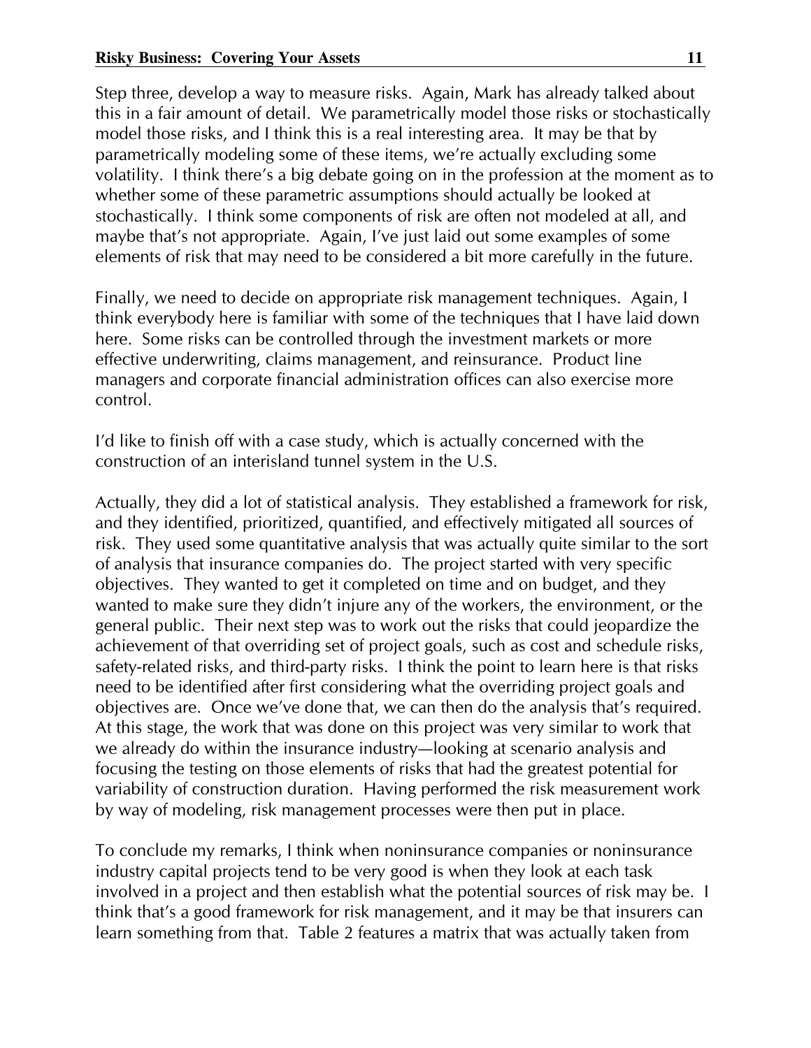Step three, develop a way to measure risks. Again, Mark has already talked about this in a fair amount of detail. We parametrically model those risks or stochastically model those risks, and I think this is a real interesting area. It may be that by parametrically modeling some of these items, we're actually excluding some volatility. I think there's a big debate going on in the profession at the moment as to whether some of these parametric assumptions should actually be looked at stochastically. I think some components of risk are often not modeled at all, and maybe that's not appropriate. Again, I've just laid out some examples of some elements of risk that may need to be considered a bit more carefully in the future.

Finally, we need to decide on appropriate risk management techniques. Again, I think everybody here is familiar with some of the techniques that I have laid down here. Some risks can be controlled through the investment markets or more effective underwriting, claims management, and reinsurance. Product line managers and corporate financial administration offices can also exercise more control.

I'd like to finish off with a case study, which is actually concerned with the construction of an interisland tunnel system in the U.S.

Actually, they did a lot of statistical analysis. They established a framework for risk, and they identified, prioritized, quantified, and effectively mitigated all sources of risk. They used some quantitative analysis that was actually quite similar to the sort of analysis that insurance companies do. The project started with very specific objectives. They wanted to get it completed on time and on budget, and they wanted to make sure they didn't injure any of the workers, the environment, or the general public. Their next step was to work out the risks that could jeopardize the achievement of that overriding set of project goals, such as cost and schedule risks, safety-related risks, and third-party risks. I think the point to learn here is that risks need to be identified after first considering what the overriding project goals and objectives are. Once we've done that, we can then do the analysis that's required. At this stage, the work that was done on this project was very similar to work that we already do within the insurance industry—looking at scenario analysis and focusing the testing on those elements of risks that had the greatest potential for variability of construction duration. Having performed the risk measurement work by way of modeling, risk management processes were then put in place.

To conclude my remarks, I think when noninsurance companies or noninsurance industry capital projects tend to be very good is when they look at each task involved in a project and then establish what the potential sources of risk may be. I think that's a good framework for risk management, and it may be that insurers can learn something from that. Table 2 features a matrix that was actually taken from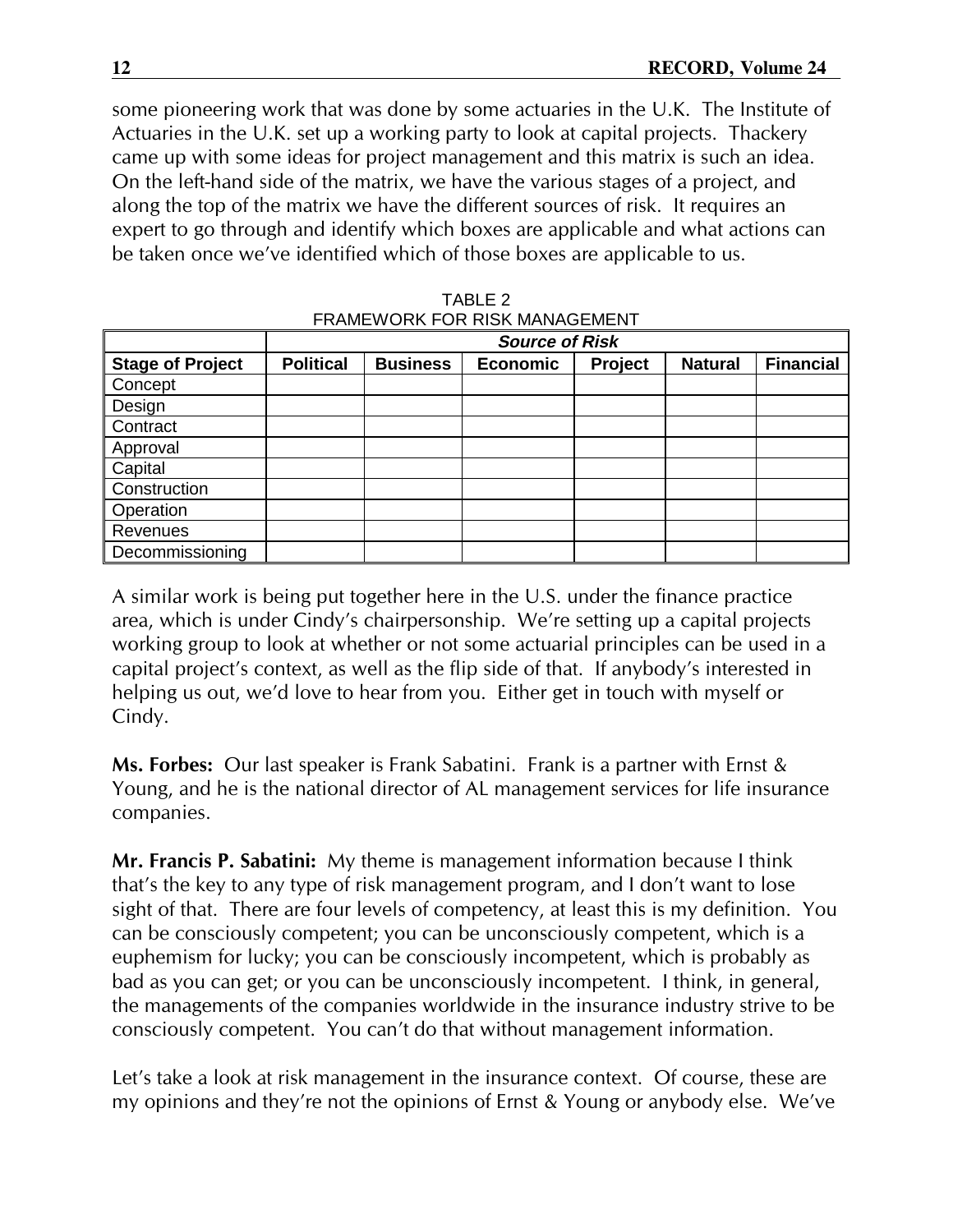some pioneering work that was done by some actuaries in the U.K. The Institute of Actuaries in the U.K. set up a working party to look at capital projects. Thackery came up with some ideas for project management and this matrix is such an idea. On the left-hand side of the matrix, we have the various stages of a project, and along the top of the matrix we have the different sources of risk. It requires an expert to go through and identify which boxes are applicable and what actions can be taken once we've identified which of those boxes are applicable to us.

TABLE 2
FRAMEWORK FOR RISK MANAGEMENT

| | ***Source of Risk*** | | | | | |
|---|---|---|---|---|---|---|
| **Stage of Project** | **Political** | **Business** | **Economic** | **Project** | **Natural** | **Financial** |
| Concept | | | | | | |
| Design | | | | | | |
| Contract | | | | | | |
| Approval | | | | | | |
| Capital | | | | | | |
| Construction | | | | | | |
| Operation | | | | | | |
| Revenues | | | | | | |
| Decommissioning | | | | | | |

A similar work is being put together here in the U.S. under the finance practice area, which is under Cindy's chairpersonship. We're setting up a capital projects working group to look at whether or not some actuarial principles can be used in a capital project's context, as well as the flip side of that. If anybody's interested in helping us out, we'd love to hear from you. Either get in touch with myself or Cindy.

**Ms. Forbes:** Our last speaker is Frank Sabatini. Frank is a partner with Ernst & Young, and he is the national director of AL management services for life insurance companies.

**Mr. Francis P. Sabatini:** My theme is management information because I think that's the key to any type of risk management program, and I don't want to lose sight of that. There are four levels of competency, at least this is my definition. You can be consciously competent; you can be unconsciously competent, which is a euphemism for lucky; you can be consciously incompetent, which is probably as bad as you can get; or you can be unconsciously incompetent. I think, in general, the managements of the companies worldwide in the insurance industry strive to be consciously competent. You can't do that without management information.

Let's take a look at risk management in the insurance context. Of course, these are my opinions and they're not the opinions of Ernst & Young or anybody else. We've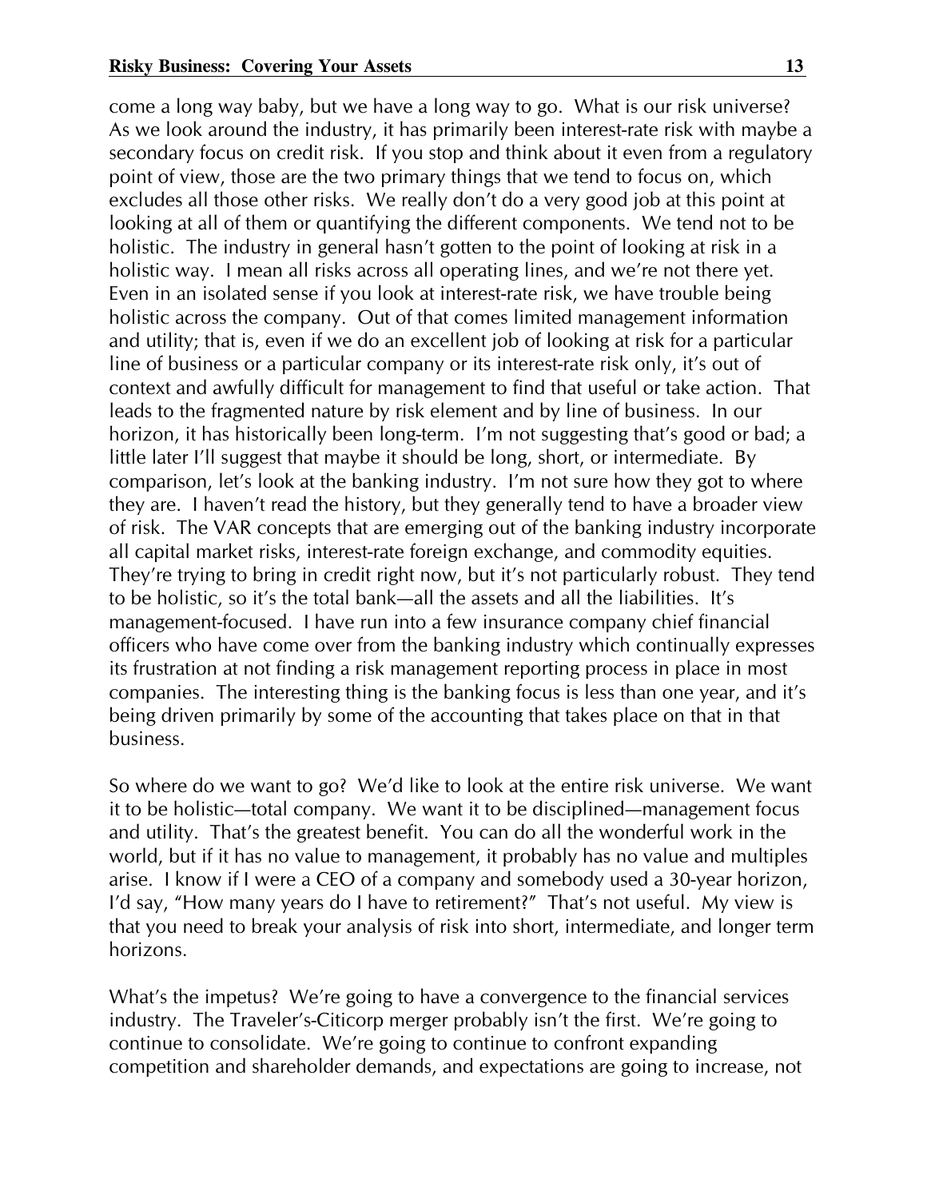come a long way baby, but we have a long way to go. What is our risk universe? As we look around the industry, it has primarily been interest-rate risk with maybe a secondary focus on credit risk. If you stop and think about it even from a regulatory point of view, those are the two primary things that we tend to focus on, which excludes all those other risks. We really don't do a very good job at this point at looking at all of them or quantifying the different components. We tend not to be holistic. The industry in general hasn't gotten to the point of looking at risk in a holistic way. I mean all risks across all operating lines, and we're not there yet. Even in an isolated sense if you look at interest-rate risk, we have trouble being holistic across the company. Out of that comes limited management information and utility; that is, even if we do an excellent job of looking at risk for a particular line of business or a particular company or its interest-rate risk only, it's out of context and awfully difficult for management to find that useful or take action. That leads to the fragmented nature by risk element and by line of business. In our horizon, it has historically been long-term. I'm not suggesting that's good or bad; a little later I'll suggest that maybe it should be long, short, or intermediate. By comparison, let's look at the banking industry. I'm not sure how they got to where they are. I haven't read the history, but they generally tend to have a broader view of risk. The VAR concepts that are emerging out of the banking industry incorporate all capital market risks, interest-rate foreign exchange, and commodity equities. They're trying to bring in credit right now, but it's not particularly robust. They tend to be holistic, so it's the total bank—all the assets and all the liabilities. It's management-focused. I have run into a few insurance company chief financial officers who have come over from the banking industry which continually expresses its frustration at not finding a risk management reporting process in place in most companies. The interesting thing is the banking focus is less than one year, and it's being driven primarily by some of the accounting that takes place on that in that business.

So where do we want to go? We'd like to look at the entire risk universe. We want it to be holistic—total company. We want it to be disciplined—management focus and utility. That's the greatest benefit. You can do all the wonderful work in the world, but if it has no value to management, it probably has no value and multiples arise. I know if I were a CEO of a company and somebody used a 30-year horizon, I'd say, "How many years do I have to retirement?" That's not useful. My view is that you need to break your analysis of risk into short, intermediate, and longer term horizons.

What's the impetus? We're going to have a convergence to the financial services industry. The Traveler's-Citicorp merger probably isn't the first. We're going to continue to consolidate. We're going to continue to confront expanding competition and shareholder demands, and expectations are going to increase, not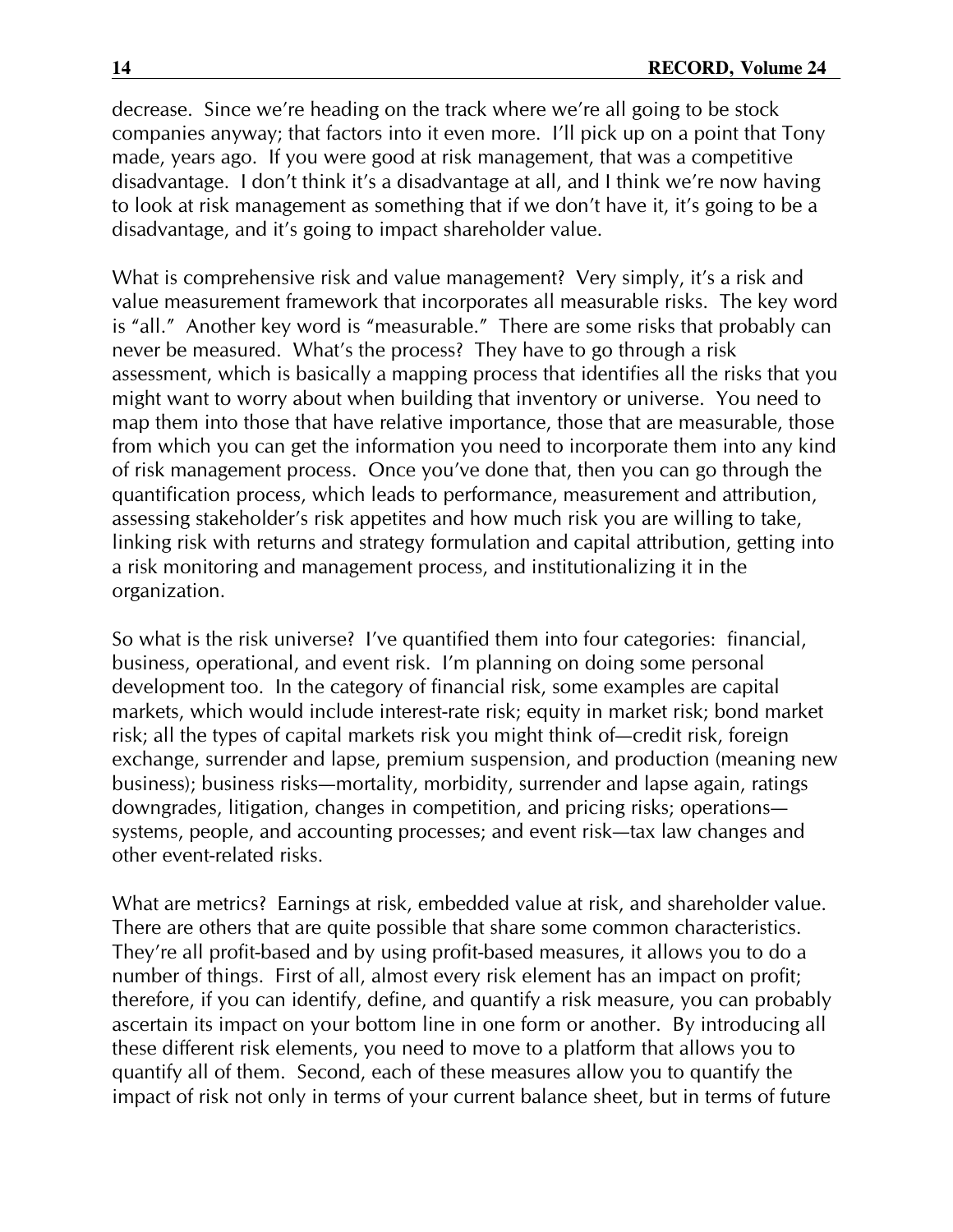decrease. Since we're heading on the track where we're all going to be stock companies anyway; that factors into it even more. I'll pick up on a point that Tony made, years ago. If you were good at risk management, that was a competitive disadvantage. I don't think it's a disadvantage at all, and I think we're now having to look at risk management as something that if we don't have it, it's going to be a disadvantage, and it's going to impact shareholder value.

What is comprehensive risk and value management? Very simply, it's a risk and value measurement framework that incorporates all measurable risks. The key word is "all." Another key word is "measurable." There are some risks that probably can never be measured. What's the process? They have to go through a risk assessment, which is basically a mapping process that identifies all the risks that you might want to worry about when building that inventory or universe. You need to map them into those that have relative importance, those that are measurable, those from which you can get the information you need to incorporate them into any kind of risk management process. Once you've done that, then you can go through the quantification process, which leads to performance, measurement and attribution, assessing stakeholder's risk appetites and how much risk you are willing to take, linking risk with returns and strategy formulation and capital attribution, getting into a risk monitoring and management process, and institutionalizing it in the organization.

So what is the risk universe? I've quantified them into four categories: financial, business, operational, and event risk. I'm planning on doing some personal development too. In the category of financial risk, some examples are capital markets, which would include interest-rate risk; equity in market risk; bond market risk; all the types of capital markets risk you might think of—credit risk, foreign exchange, surrender and lapse, premium suspension, and production (meaning new business); business risks—mortality, morbidity, surrender and lapse again, ratings downgrades, litigation, changes in competition, and pricing risks; operations—systems, people, and accounting processes; and event risk—tax law changes and other event-related risks.

What are metrics? Earnings at risk, embedded value at risk, and shareholder value. There are others that are quite possible that share some common characteristics. They're all profit-based and by using profit-based measures, it allows you to do a number of things. First of all, almost every risk element has an impact on profit; therefore, if you can identify, define, and quantify a risk measure, you can probably ascertain its impact on your bottom line in one form or another. By introducing all these different risk elements, you need to move to a platform that allows you to quantify all of them. Second, each of these measures allow you to quantify the impact of risk not only in terms of your current balance sheet, but in terms of future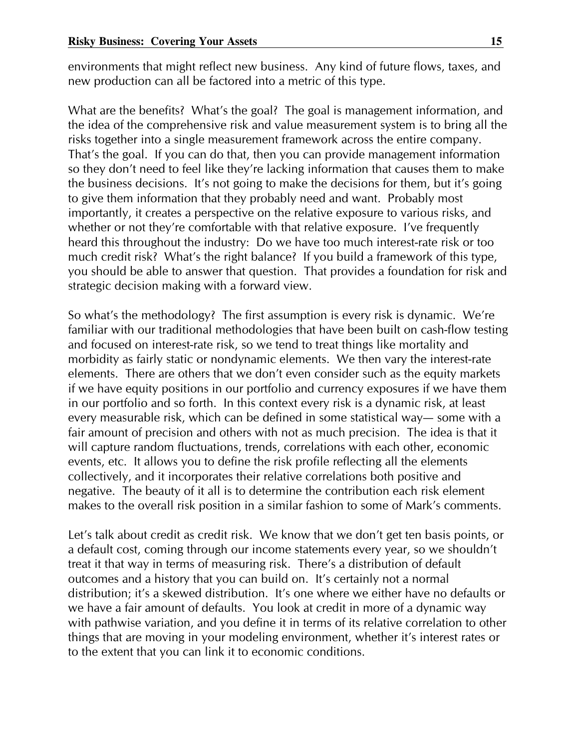environments that might reflect new business. Any kind of future flows, taxes, and new production can all be factored into a metric of this type.

What are the benefits? What's the goal? The goal is management information, and the idea of the comprehensive risk and value measurement system is to bring all the risks together into a single measurement framework across the entire company. That's the goal. If you can do that, then you can provide management information so they don't need to feel like they're lacking information that causes them to make the business decisions. It's not going to make the decisions for them, but it's going to give them information that they probably need and want. Probably most importantly, it creates a perspective on the relative exposure to various risks, and whether or not they're comfortable with that relative exposure. I've frequently heard this throughout the industry: Do we have too much interest-rate risk or too much credit risk? What's the right balance? If you build a framework of this type, you should be able to answer that question. That provides a foundation for risk and strategic decision making with a forward view.

So what's the methodology? The first assumption is every risk is dynamic. We're familiar with our traditional methodologies that have been built on cash-flow testing and focused on interest-rate risk, so we tend to treat things like mortality and morbidity as fairly static or nondynamic elements. We then vary the interest-rate elements. There are others that we don't even consider such as the equity markets if we have equity positions in our portfolio and currency exposures if we have them in our portfolio and so forth. In this context every risk is a dynamic risk, at least every measurable risk, which can be defined in some statistical way— some with a fair amount of precision and others with not as much precision. The idea is that it will capture random fluctuations, trends, correlations with each other, economic events, etc. It allows you to define the risk profile reflecting all the elements collectively, and it incorporates their relative correlations both positive and negative. The beauty of it all is to determine the contribution each risk element makes to the overall risk position in a similar fashion to some of Mark's comments.

Let's talk about credit as credit risk. We know that we don't get ten basis points, or a default cost, coming through our income statements every year, so we shouldn't treat it that way in terms of measuring risk. There's a distribution of default outcomes and a history that you can build on. It's certainly not a normal distribution; it's a skewed distribution. It's one where we either have no defaults or we have a fair amount of defaults. You look at credit in more of a dynamic way with pathwise variation, and you define it in terms of its relative correlation to other things that are moving in your modeling environment, whether it's interest rates or to the extent that you can link it to economic conditions.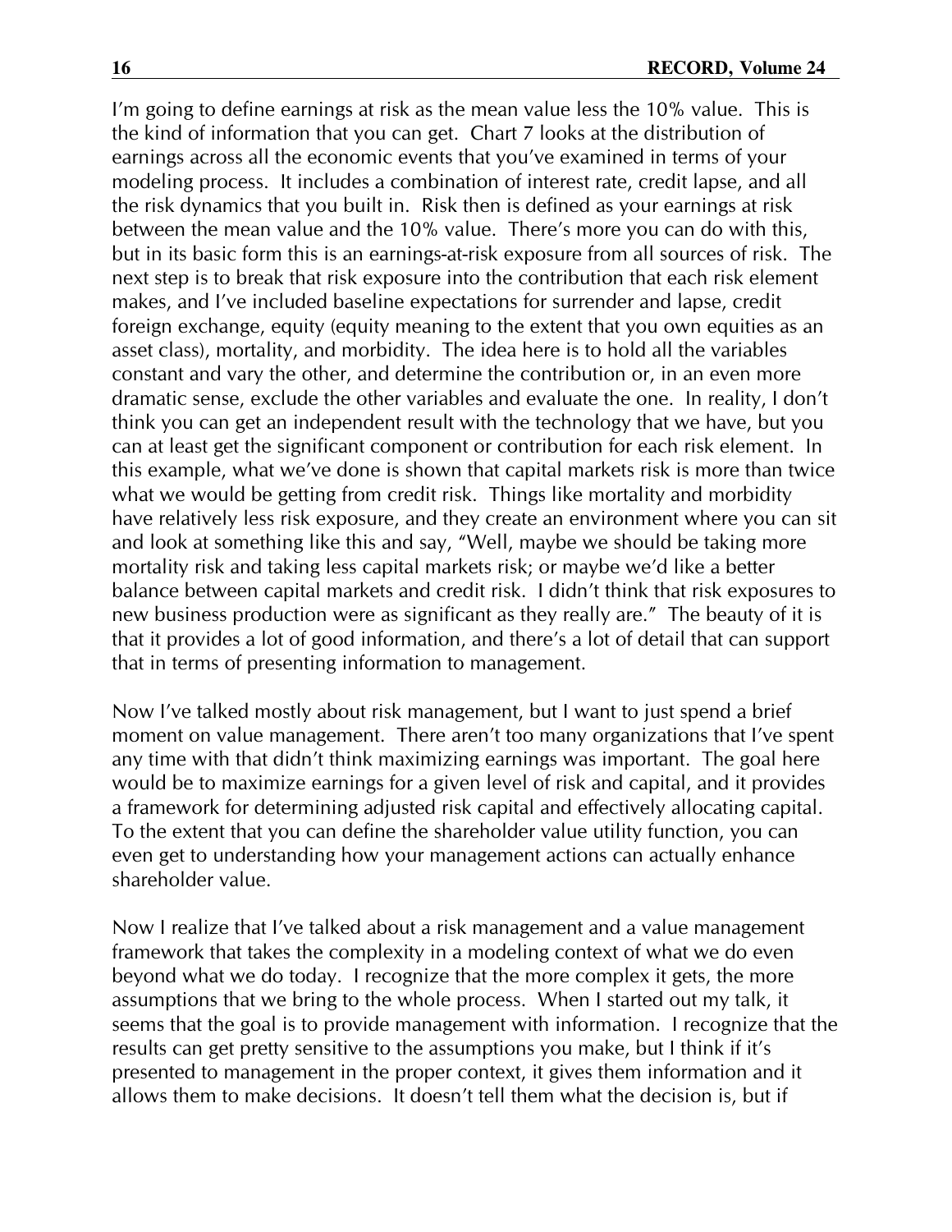I'm going to define earnings at risk as the mean value less the 10% value. This is the kind of information that you can get. Chart 7 looks at the distribution of earnings across all the economic events that you've examined in terms of your modeling process. It includes a combination of interest rate, credit lapse, and all the risk dynamics that you built in. Risk then is defined as your earnings at risk between the mean value and the 10% value. There's more you can do with this, but in its basic form this is an earnings-at-risk exposure from all sources of risk. The next step is to break that risk exposure into the contribution that each risk element makes, and I've included baseline expectations for surrender and lapse, credit foreign exchange, equity (equity meaning to the extent that you own equities as an asset class), mortality, and morbidity. The idea here is to hold all the variables constant and vary the other, and determine the contribution or, in an even more dramatic sense, exclude the other variables and evaluate the one. In reality, I don't think you can get an independent result with the technology that we have, but you can at least get the significant component or contribution for each risk element. In this example, what we've done is shown that capital markets risk is more than twice what we would be getting from credit risk. Things like mortality and morbidity have relatively less risk exposure, and they create an environment where you can sit and look at something like this and say, "Well, maybe we should be taking more mortality risk and taking less capital markets risk; or maybe we'd like a better balance between capital markets and credit risk. I didn't think that risk exposures to new business production were as significant as they really are." The beauty of it is that it provides a lot of good information, and there's a lot of detail that can support that in terms of presenting information to management.

Now I've talked mostly about risk management, but I want to just spend a brief moment on value management. There aren't too many organizations that I've spent any time with that didn't think maximizing earnings was important. The goal here would be to maximize earnings for a given level of risk and capital, and it provides a framework for determining adjusted risk capital and effectively allocating capital. To the extent that you can define the shareholder value utility function, you can even get to understanding how your management actions can actually enhance shareholder value.

Now I realize that I've talked about a risk management and a value management framework that takes the complexity in a modeling context of what we do even beyond what we do today. I recognize that the more complex it gets, the more assumptions that we bring to the whole process. When I started out my talk, it seems that the goal is to provide management with information. I recognize that the results can get pretty sensitive to the assumptions you make, but I think if it's presented to management in the proper context, it gives them information and it allows them to make decisions. It doesn't tell them what the decision is, but if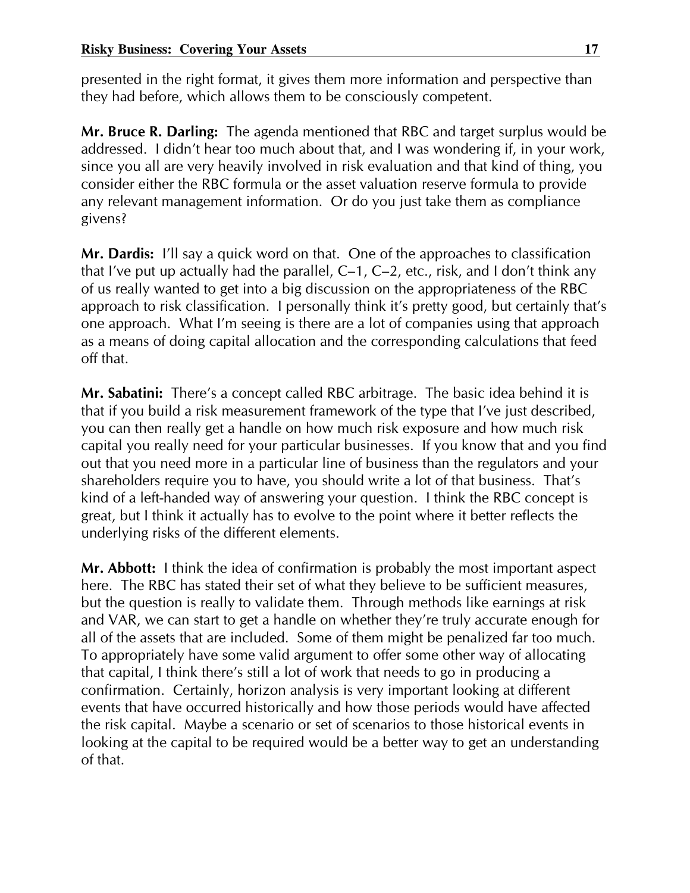presented in the right format, it gives them more information and perspective than they had before, which allows them to be consciously competent.

**Mr. Bruce R. Darling:** The agenda mentioned that RBC and target surplus would be addressed. I didn't hear too much about that, and I was wondering if, in your work, since you all are very heavily involved in risk evaluation and that kind of thing, you consider either the RBC formula or the asset valuation reserve formula to provide any relevant management information. Or do you just take them as compliance givens?

**Mr. Dardis:** I'll say a quick word on that. One of the approaches to classification that I've put up actually had the parallel, C–1, C–2, etc., risk, and I don't think any of us really wanted to get into a big discussion on the appropriateness of the RBC approach to risk classification. I personally think it's pretty good, but certainly that's one approach. What I'm seeing is there are a lot of companies using that approach as a means of doing capital allocation and the corresponding calculations that feed off that.

**Mr. Sabatini:** There's a concept called RBC arbitrage. The basic idea behind it is that if you build a risk measurement framework of the type that I've just described, you can then really get a handle on how much risk exposure and how much risk capital you really need for your particular businesses. If you know that and you find out that you need more in a particular line of business than the regulators and your shareholders require you to have, you should write a lot of that business. That's kind of a left-handed way of answering your question. I think the RBC concept is great, but I think it actually has to evolve to the point where it better reflects the underlying risks of the different elements.

**Mr. Abbott:** I think the idea of confirmation is probably the most important aspect here. The RBC has stated their set of what they believe to be sufficient measures, but the question is really to validate them. Through methods like earnings at risk and VAR, we can start to get a handle on whether they're truly accurate enough for all of the assets that are included. Some of them might be penalized far too much. To appropriately have some valid argument to offer some other way of allocating that capital, I think there's still a lot of work that needs to go in producing a confirmation. Certainly, horizon analysis is very important looking at different events that have occurred historically and how those periods would have affected the risk capital. Maybe a scenario or set of scenarios to those historical events in looking at the capital to be required would be a better way to get an understanding of that.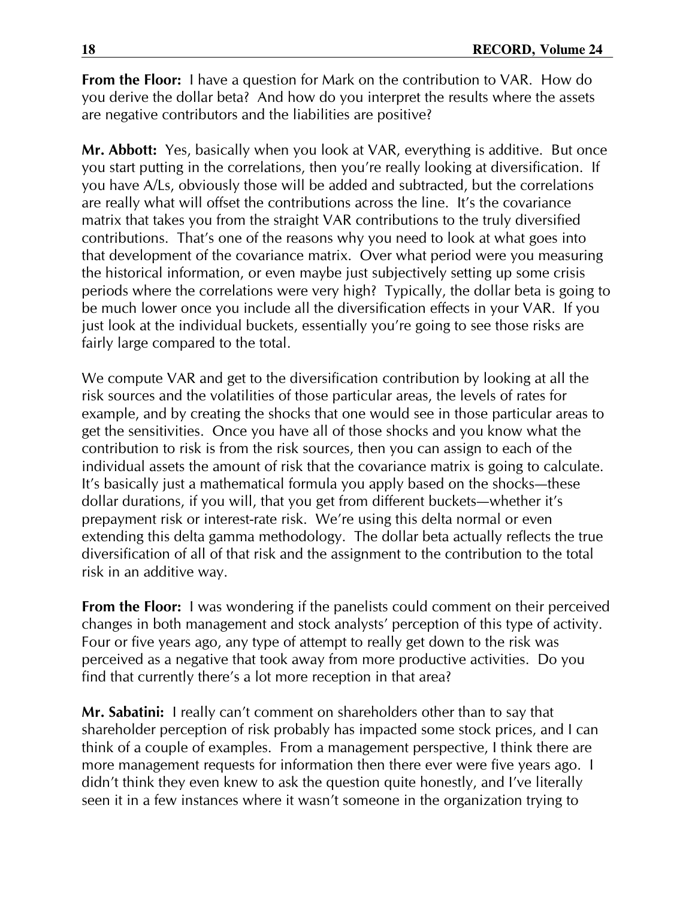**From the Floor:** I have a question for Mark on the contribution to VAR. How do you derive the dollar beta? And how do you interpret the results where the assets are negative contributors and the liabilities are positive?

**Mr. Abbott:** Yes, basically when you look at VAR, everything is additive. But once you start putting in the correlations, then you're really looking at diversification. If you have A/Ls, obviously those will be added and subtracted, but the correlations are really what will offset the contributions across the line. It's the covariance matrix that takes you from the straight VAR contributions to the truly diversified contributions. That's one of the reasons why you need to look at what goes into that development of the covariance matrix. Over what period were you measuring the historical information, or even maybe just subjectively setting up some crisis periods where the correlations were very high? Typically, the dollar beta is going to be much lower once you include all the diversification effects in your VAR. If you just look at the individual buckets, essentially you're going to see those risks are fairly large compared to the total.

We compute VAR and get to the diversification contribution by looking at all the risk sources and the volatilities of those particular areas, the levels of rates for example, and by creating the shocks that one would see in those particular areas to get the sensitivities. Once you have all of those shocks and you know what the contribution to risk is from the risk sources, then you can assign to each of the individual assets the amount of risk that the covariance matrix is going to calculate. It's basically just a mathematical formula you apply based on the shocks—these dollar durations, if you will, that you get from different buckets—whether it's prepayment risk or interest-rate risk. We're using this delta normal or even extending this delta gamma methodology. The dollar beta actually reflects the true diversification of all of that risk and the assignment to the contribution to the total risk in an additive way.

**From the Floor:** I was wondering if the panelists could comment on their perceived changes in both management and stock analysts' perception of this type of activity. Four or five years ago, any type of attempt to really get down to the risk was perceived as a negative that took away from more productive activities. Do you find that currently there's a lot more reception in that area?

**Mr. Sabatini:** I really can't comment on shareholders other than to say that shareholder perception of risk probably has impacted some stock prices, and I can think of a couple of examples. From a management perspective, I think there are more management requests for information then there ever were five years ago. I didn't think they even knew to ask the question quite honestly, and I've literally seen it in a few instances where it wasn't someone in the organization trying to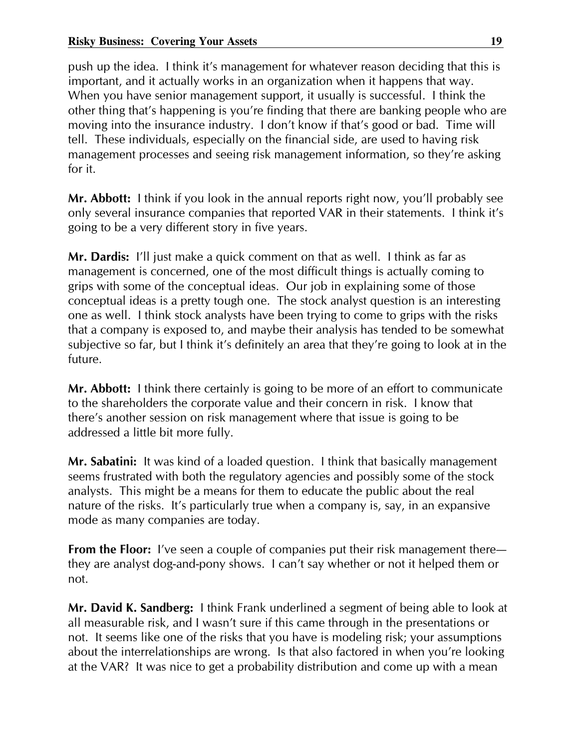push up the idea. I think it's management for whatever reason deciding that this is important, and it actually works in an organization when it happens that way. When you have senior management support, it usually is successful. I think the other thing that's happening is you're finding that there are banking people who are moving into the insurance industry. I don't know if that's good or bad. Time will tell. These individuals, especially on the financial side, are used to having risk management processes and seeing risk management information, so they're asking for it.

**Mr. Abbott:** I think if you look in the annual reports right now, you'll probably see only several insurance companies that reported VAR in their statements. I think it's going to be a very different story in five years.

**Mr. Dardis:** I'll just make a quick comment on that as well. I think as far as management is concerned, one of the most difficult things is actually coming to grips with some of the conceptual ideas. Our job in explaining some of those conceptual ideas is a pretty tough one. The stock analyst question is an interesting one as well. I think stock analysts have been trying to come to grips with the risks that a company is exposed to, and maybe their analysis has tended to be somewhat subjective so far, but I think it's definitely an area that they're going to look at in the future.

**Mr. Abbott:** I think there certainly is going to be more of an effort to communicate to the shareholders the corporate value and their concern in risk. I know that there's another session on risk management where that issue is going to be addressed a little bit more fully.

**Mr. Sabatini:** It was kind of a loaded question. I think that basically management seems frustrated with both the regulatory agencies and possibly some of the stock analysts. This might be a means for them to educate the public about the real nature of the risks. It's particularly true when a company is, say, in an expansive mode as many companies are today.

**From the Floor:** I've seen a couple of companies put their risk management there—they are analyst dog-and-pony shows. I can't say whether or not it helped them or not.

**Mr. David K. Sandberg:** I think Frank underlined a segment of being able to look at all measurable risk, and I wasn't sure if this came through in the presentations or not. It seems like one of the risks that you have is modeling risk; your assumptions about the interrelationships are wrong. Is that also factored in when you're looking at the VAR? It was nice to get a probability distribution and come up with a mean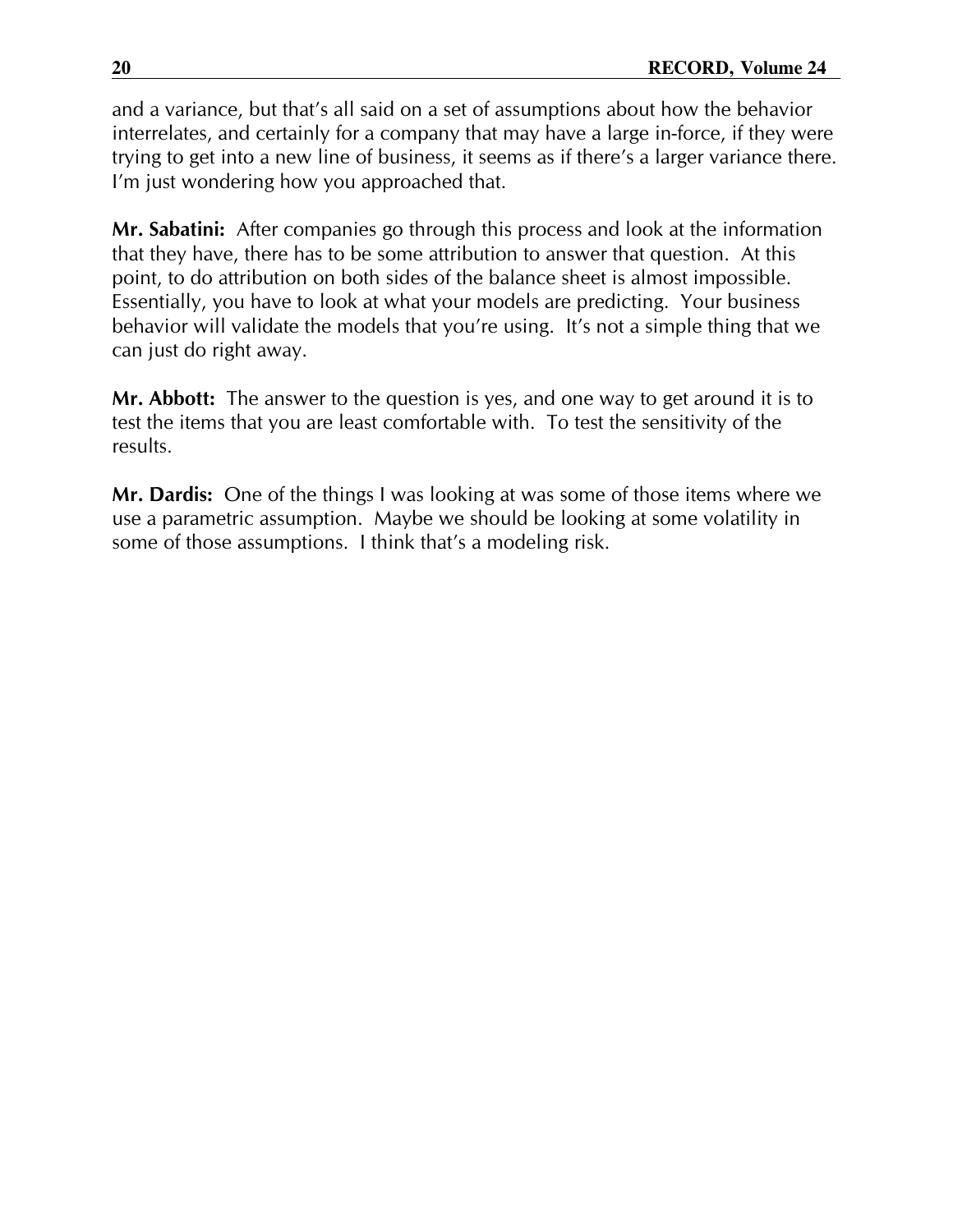and a variance, but that's all said on a set of assumptions about how the behavior interrelates, and certainly for a company that may have a large in-force, if they were trying to get into a new line of business, it seems as if there's a larger variance there. I'm just wondering how you approached that.

**Mr. Sabatini:** After companies go through this process and look at the information that they have, there has to be some attribution to answer that question. At this point, to do attribution on both sides of the balance sheet is almost impossible. Essentially, you have to look at what your models are predicting. Your business behavior will validate the models that you're using. It's not a simple thing that we can just do right away.

**Mr. Abbott:** The answer to the question is yes, and one way to get around it is to test the items that you are least comfortable with. To test the sensitivity of the results.

**Mr. Dardis:** One of the things I was looking at was some of those items where we use a parametric assumption. Maybe we should be looking at some volatility in some of those assumptions. I think that's a modeling risk.